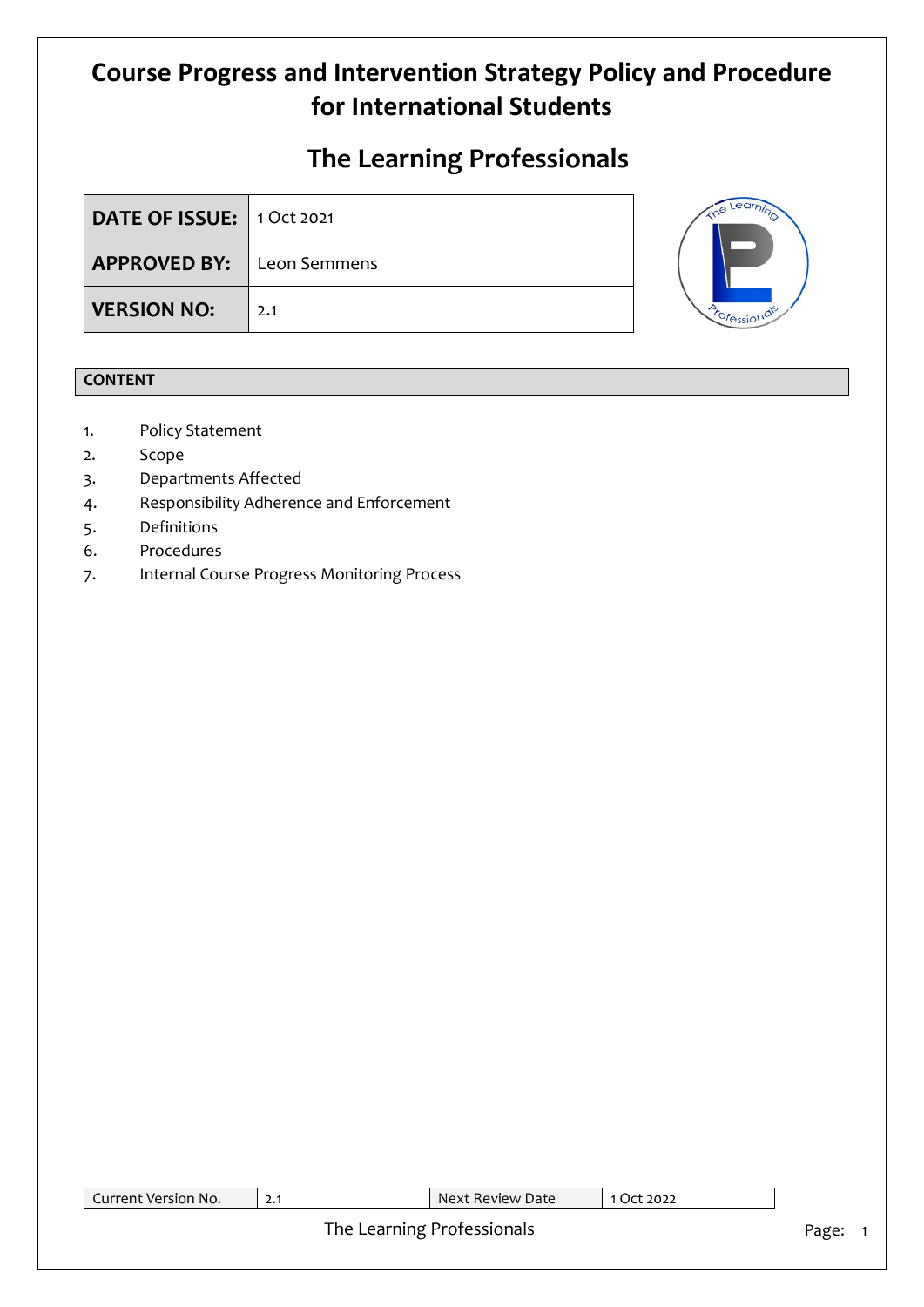# Course Progress and Intervention Strategy Policy and Procedure for International Students

## The Learning Professionals

| DATE OF ISSUE: | 1 Oct 2021 |
|---|---|
| APPROVED BY: | Leon Semmens |
| VERSION NO: | 2.1 |

## CONTENT

1. Policy Statement
2. Scope
3. Departments Affected
4. Responsibility Adherence and Enforcement
5. Definitions
6. Procedures
7. Internal Course Progress Monitoring Process

| Current Version No. | 2.1 | Next Review Date | 1 Oct 2022 |
|---|---|---|---|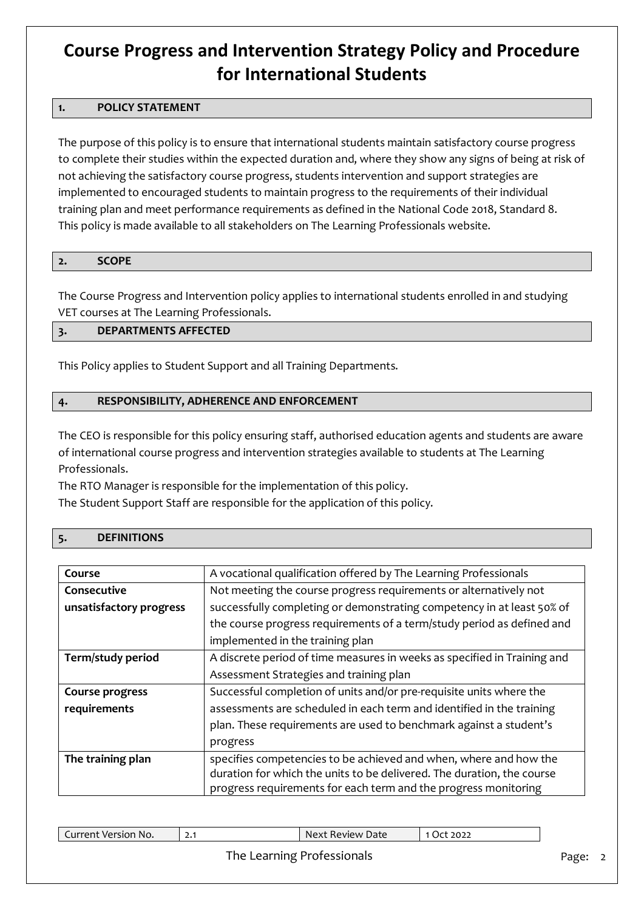# Course Progress and Intervention Strategy Policy and Procedure for International Students

## 1. POLICY STATEMENT

The purpose of this policy is to ensure that international students maintain satisfactory course progress to complete their studies within the expected duration and, where they show any signs of being at risk of not achieving the satisfactory course progress, students intervention and support strategies are implemented to encouraged students to maintain progress to the requirements of their individual training plan and meet performance requirements as defined in the National Code 2018, Standard 8.
This policy is made available to all stakeholders on The Learning Professionals website.

## 2. SCOPE

The Course Progress and Intervention policy applies to international students enrolled in and studying VET courses at The Learning Professionals.

## 3. DEPARTMENTS AFFECTED

This Policy applies to Student Support and all Training Departments.

## 4. RESPONSIBILITY, ADHERENCE AND ENFORCEMENT

The CEO is responsible for this policy ensuring staff, authorised education agents and students are aware of international course progress and intervention strategies available to students at The Learning Professionals.
The RTO Manager is responsible for the implementation of this policy.
The Student Support Staff are responsible for the application of this policy.

## 5. DEFINITIONS

| | |
|---|---|
| **Course** | A vocational qualification offered by The Learning Professionals |
| **Consecutive unsatisfactory progress** | Not meeting the course progress requirements or alternatively not successfully completing or demonstrating competency in at least 50% of the course progress requirements of a term/study period as defined and implemented in the training plan |
| **Term/study period** | A discrete period of time measures in weeks as specified in Training and Assessment Strategies and training plan |
| **Course progress requirements** | Successful completion of units and/or pre-requisite units where the assessments are scheduled in each term and identified in the training plan. These requirements are used to benchmark against a student's progress |
| **The training plan** | specifies competencies to be achieved and when, where and how the duration for which the units to be delivered. The duration, the course progress requirements for each term and the progress monitoring |

| Current Version No. | 2.1 | Next Review Date | 1 Oct 2022 |
|---|---|---|---|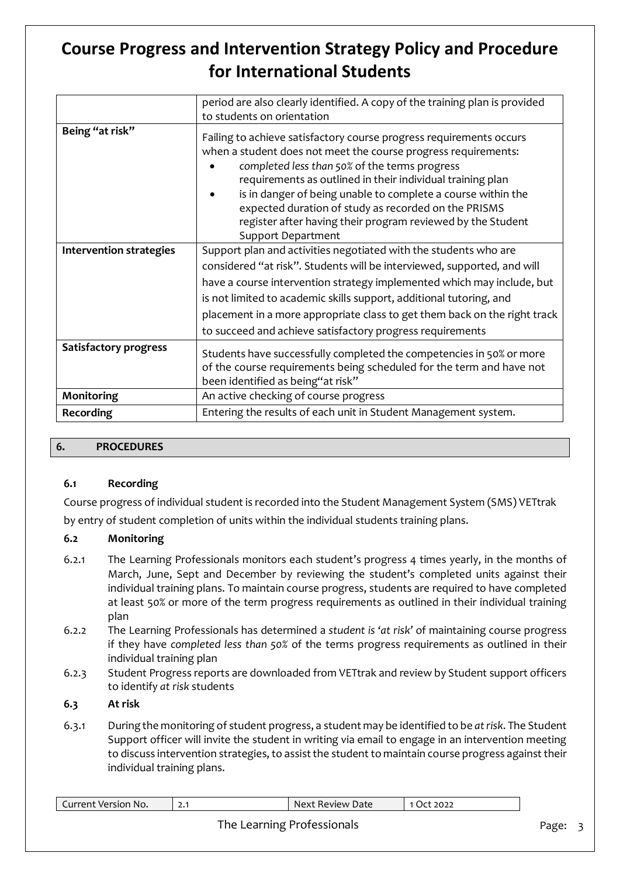# Course Progress and Intervention Strategy Policy and Procedure for International Students

| | |
|---|---|
| | period are also clearly identified. A copy of the training plan is provided to students on orientation |
| **Being "at risk"** | Failing to achieve satisfactory course progress requirements occurs when a student does not meet the course progress requirements: <br>• *completed less than 50%* of the terms progress requirements as outlined in their individual training plan <br>• is in danger of being unable to complete a course within the expected duration of study as recorded on the PRISMS register after having their program reviewed by the Student Support Department |
| **Intervention strategies** | Support plan and activities negotiated with the students who are considered "at risk". Students will be interviewed, supported, and will have a course intervention strategy implemented which may include, but is not limited to academic skills support, additional tutoring, and placement in a more appropriate class to get them back on the right track to succeed and achieve satisfactory progress requirements |
| **Satisfactory progress** | Students have successfully completed the competencies in 50% or more of the course requirements being scheduled for the term and have not been identified as being"at risk" |
| **Monitoring** | An active checking of course progress |
| **Recording** | Entering the results of each unit in Student Management system. |

## 6. PROCEDURES

### 6.1 Recording

Course progress of individual student is recorded into the Student Management System (SMS) VETtrak by entry of student completion of units within the individual students training plans.

### 6.2 Monitoring

6.2.1 The Learning Professionals monitors each student's progress 4 times yearly, in the months of March, June, Sept and December by reviewing the student's completed units against their individual training plans. To maintain course progress, students are required to have completed at least 50% or more of the term progress requirements as outlined in their individual training plan

6.2.2 The Learning Professionals has determined a *student is 'at risk'* of maintaining course progress if they have *completed less than 50%* of the terms progress requirements as outlined in their individual training plan

6.2.3 Student Progress reports are downloaded from VETtrak and review by Student support officers to identify *at risk* students

### 6.3 At risk

6.3.1 During the monitoring of student progress, a student may be identified to be *at risk*. The Student Support officer will invite the student in writing via email to engage in an intervention meeting to discuss intervention strategies, to assist the student to maintain course progress against their individual training plans.

| Current Version No. | 2.1 | Next Review Date | 1 Oct 2022 |
|---|---|---|---|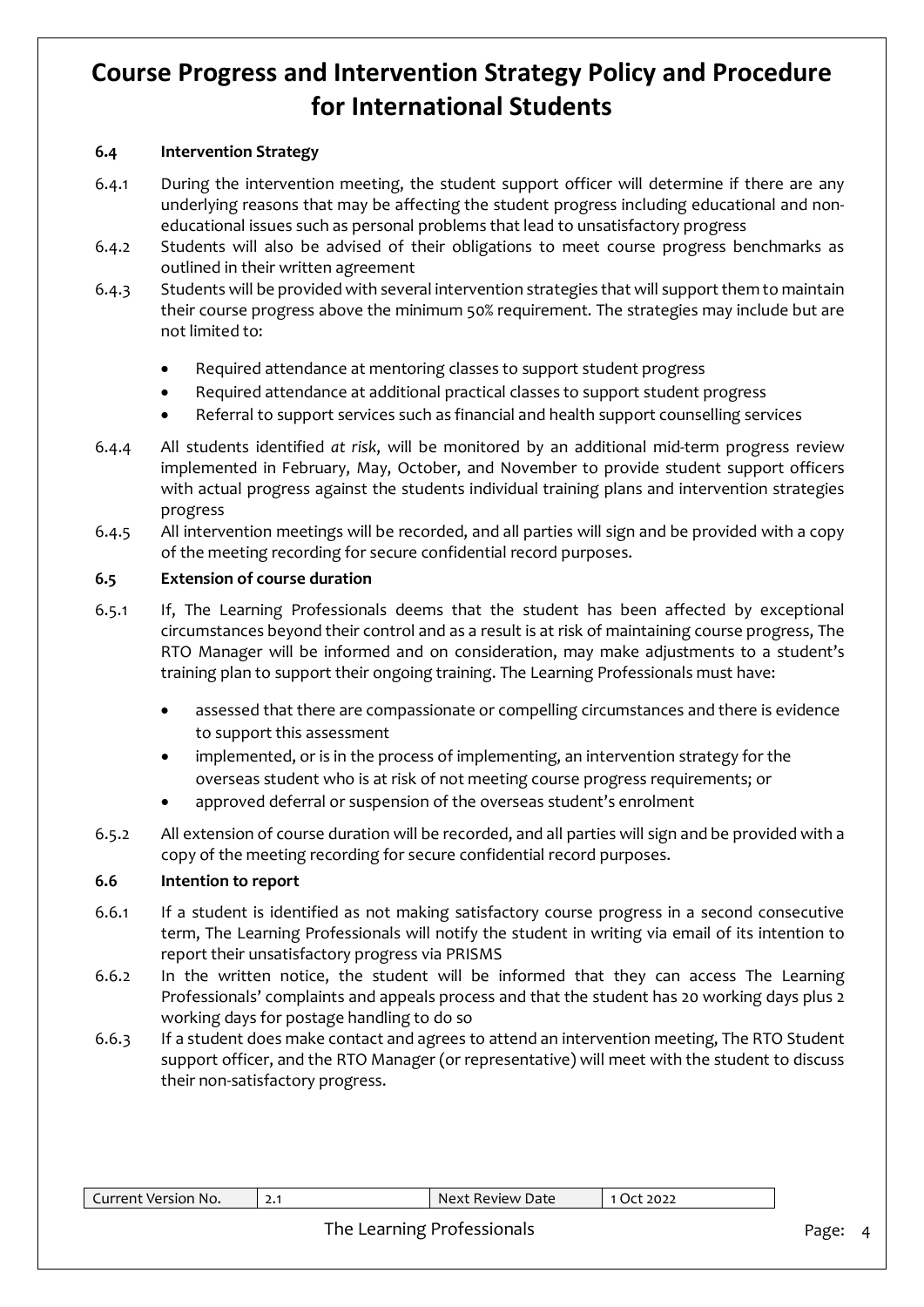## 6.4 Intervention Strategy

6.4.1 During the intervention meeting, the student support officer will determine if there are any underlying reasons that may be affecting the student progress including educational and non-educational issues such as personal problems that lead to unsatisfactory progress

6.4.2 Students will also be advised of their obligations to meet course progress benchmarks as outlined in their written agreement

6.4.3 Students will be provided with several intervention strategies that will support them to maintain their course progress above the minimum 50% requirement. The strategies may include but are not limited to:

- Required attendance at mentoring classes to support student progress
- Required attendance at additional practical classes to support student progress
- Referral to support services such as financial and health support counselling services

6.4.4 All students identified *at risk*, will be monitored by an additional mid-term progress review implemented in February, May, October, and November to provide student support officers with actual progress against the students individual training plans and intervention strategies progress

6.4.5 All intervention meetings will be recorded, and all parties will sign and be provided with a copy of the meeting recording for secure confidential record purposes.

## 6.5 Extension of course duration

6.5.1 If, The Learning Professionals deems that the student has been affected by exceptional circumstances beyond their control and as a result is at risk of maintaining course progress, The RTO Manager will be informed and on consideration, may make adjustments to a student's training plan to support their ongoing training. The Learning Professionals must have:

- assessed that there are compassionate or compelling circumstances and there is evidence to support this assessment
- implemented, or is in the process of implementing, an intervention strategy for the overseas student who is at risk of not meeting course progress requirements; or
- approved deferral or suspension of the overseas student's enrolment

6.5.2 All extension of course duration will be recorded, and all parties will sign and be provided with a copy of the meeting recording for secure confidential record purposes.

## 6.6 Intention to report

6.6.1 If a student is identified as not making satisfactory course progress in a second consecutive term, The Learning Professionals will notify the student in writing via email of its intention to report their unsatisfactory progress via PRISMS

6.6.2 In the written notice, the student will be informed that they can access The Learning Professionals' complaints and appeals process and that the student has 20 working days plus 2 working days for postage handling to do so

6.6.3 If a student does make contact and agrees to attend an intervention meeting, The RTO Student support officer, and the RTO Manager (or representative) will meet with the student to discuss their non-satisfactory progress.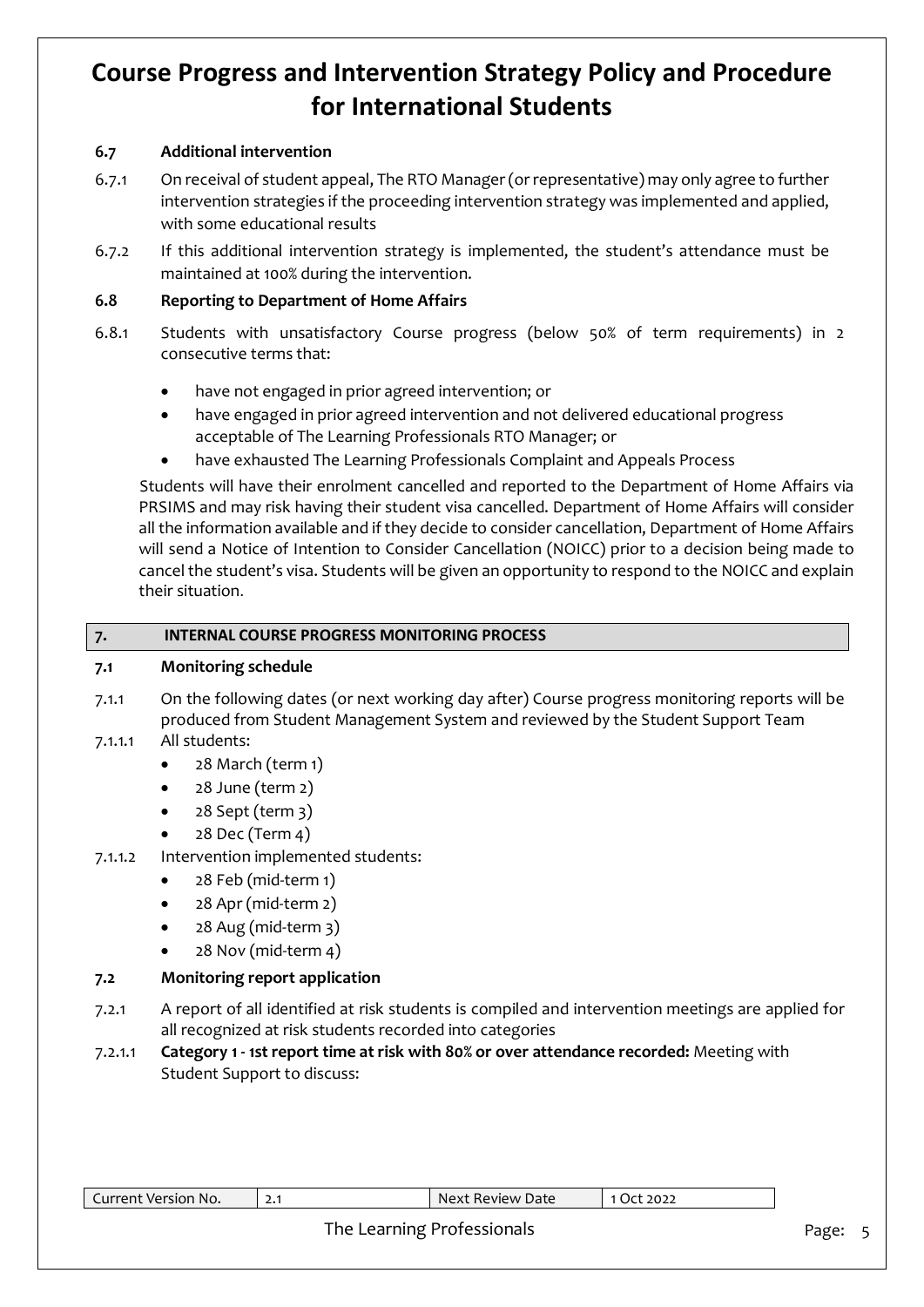### 6.7 Additional intervention

6.7.1 On receival of student appeal, The RTO Manager (or representative) may only agree to further intervention strategies if the proceeding intervention strategy was implemented and applied, with some educational results

6.7.2 If this additional intervention strategy is implemented, the student's attendance must be maintained at 100% during the intervention.

### 6.8 Reporting to Department of Home Affairs

6.8.1 Students with unsatisfactory Course progress (below 50% of term requirements) in 2 consecutive terms that:

- have not engaged in prior agreed intervention; or
- have engaged in prior agreed intervention and not delivered educational progress acceptable of The Learning Professionals RTO Manager; or
- have exhausted The Learning Professionals Complaint and Appeals Process

Students will have their enrolment cancelled and reported to the Department of Home Affairs via PRSIMS and may risk having their student visa cancelled. Department of Home Affairs will consider all the information available and if they decide to consider cancellation, Department of Home Affairs will send a Notice of Intention to Consider Cancellation (NOICC) prior to a decision being made to cancel the student's visa. Students will be given an opportunity to respond to the NOICC and explain their situation.

## 7. INTERNAL COURSE PROGRESS MONITORING PROCESS

### 7.1 Monitoring schedule

7.1.1 On the following dates (or next working day after) Course progress monitoring reports will be produced from Student Management System and reviewed by the Student Support Team

7.1.1.1 All students:

- 28 March (term 1)
- 28 June (term 2)
- 28 Sept (term 3)
- 28 Dec (Term 4)

7.1.1.2 Intervention implemented students:

- 28 Feb (mid-term 1)
- 28 Apr (mid-term 2)
- 28 Aug (mid-term 3)
- 28 Nov (mid-term 4)

### 7.2 Monitoring report application

7.2.1 A report of all identified at risk students is compiled and intervention meetings are applied for all recognized at risk students recorded into categories

7.2.1.1 **Category 1 - 1st report time at risk with 80% or over attendance recorded:** Meeting with Student Support to discuss:

| Current Version No. | 2.1 | Next Review Date | 1 Oct 2022 |
|---|---|---|---|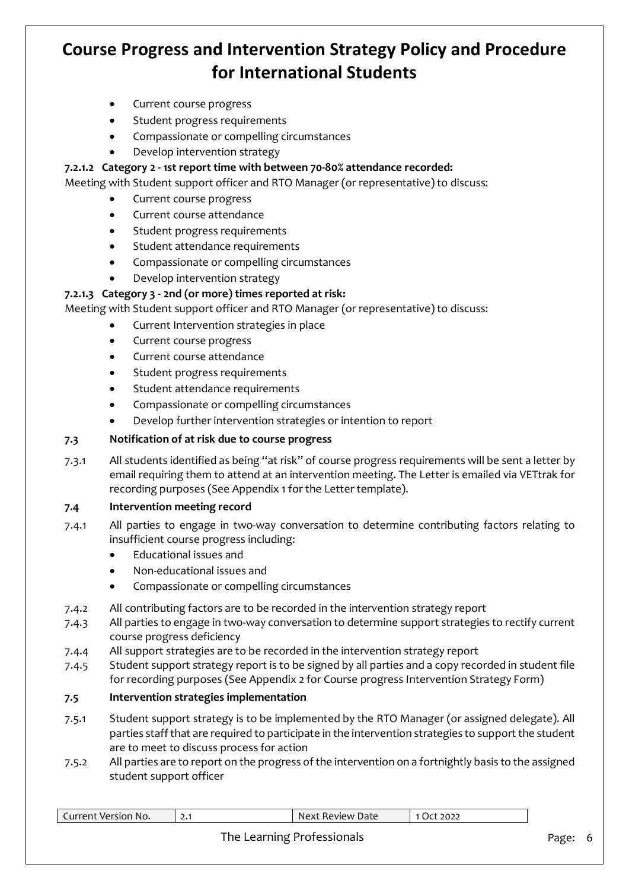- Current course progress
- Student progress requirements
- Compassionate or compelling circumstances
- Develop intervention strategy

**7.2.1.2 Category 2 - 1st report time with between 70-80% attendance recorded:**

Meeting with Student support officer and RTO Manager (or representative) to discuss:

- Current course progress
- Current course attendance
- Student progress requirements
- Student attendance requirements
- Compassionate or compelling circumstances
- Develop intervention strategy

**7.2.1.3 Category 3 - 2nd (or more) times reported at risk:**

Meeting with Student support officer and RTO Manager (or representative) to discuss:

- Current Intervention strategies in place
- Current course progress
- Current course attendance
- Student progress requirements
- Student attendance requirements
- Compassionate or compelling circumstances
- Develop further intervention strategies or intention to report

**7.3 Notification of at risk due to course progress**

7.3.1 All students identified as being "at risk" of course progress requirements will be sent a letter by email requiring them to attend at an intervention meeting. The Letter is emailed via VETtrak for recording purposes (See Appendix 1 for the Letter template).

**7.4 Intervention meeting record**

7.4.1 All parties to engage in two-way conversation to determine contributing factors relating to insufficient course progress including:

- Educational issues and
- Non-educational issues and
- Compassionate or compelling circumstances

7.4.2 All contributing factors are to be recorded in the intervention strategy report

7.4.3 All parties to engage in two-way conversation to determine support strategies to rectify current course progress deficiency

7.4.4 All support strategies are to be recorded in the intervention strategy report

7.4.5 Student support strategy report is to be signed by all parties and a copy recorded in student file for recording purposes (See Appendix 2 for Course progress Intervention Strategy Form)

**7.5 Intervention strategies implementation**

7.5.1 Student support strategy is to be implemented by the RTO Manager (or assigned delegate). All parties staff that are required to participate in the intervention strategies to support the student are to meet to discuss process for action

7.5.2 All parties are to report on the progress of the intervention on a fortnightly basis to the assigned student support officer

| Current Version No. | 2.1 | Next Review Date | 1 Oct 2022 |
|---|---|---|---|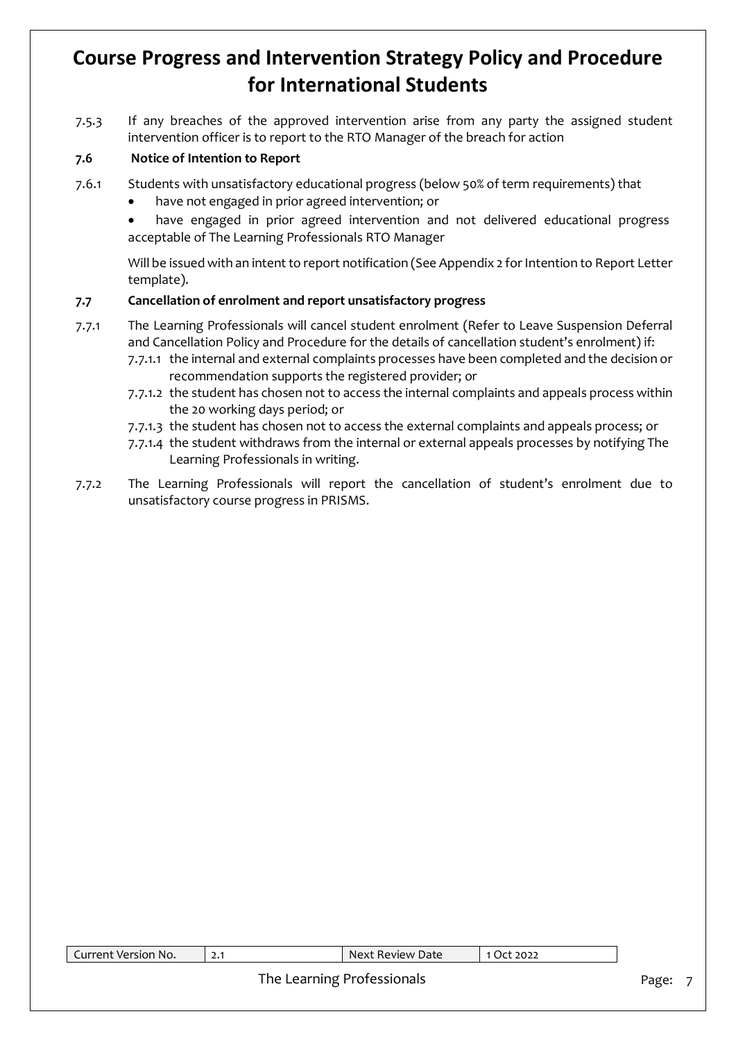7.5.3 If any breaches of the approved intervention arise from any party the assigned student intervention officer is to report to the RTO Manager of the breach for action

**7.6 Notice of Intention to Report**

7.6.1 Students with unsatisfactory educational progress (below 50% of term requirements) that

- have not engaged in prior agreed intervention; or
- have engaged in prior agreed intervention and not delivered educational progress acceptable of The Learning Professionals RTO Manager

Will be issued with an intent to report notification (See Appendix 2 for Intention to Report Letter template).

**7.7 Cancellation of enrolment and report unsatisfactory progress**

7.7.1 The Learning Professionals will cancel student enrolment (Refer to Leave Suspension Deferral and Cancellation Policy and Procedure for the details of cancellation student's enrolment) if:

7.7.1.1 the internal and external complaints processes have been completed and the decision or recommendation supports the registered provider; or

7.7.1.2 the student has chosen not to access the internal complaints and appeals process within the 20 working days period; or

7.7.1.3 the student has chosen not to access the external complaints and appeals process; or

7.7.1.4 the student withdraws from the internal or external appeals processes by notifying The Learning Professionals in writing.

7.7.2 The Learning Professionals will report the cancellation of student's enrolment due to unsatisfactory course progress in PRISMS.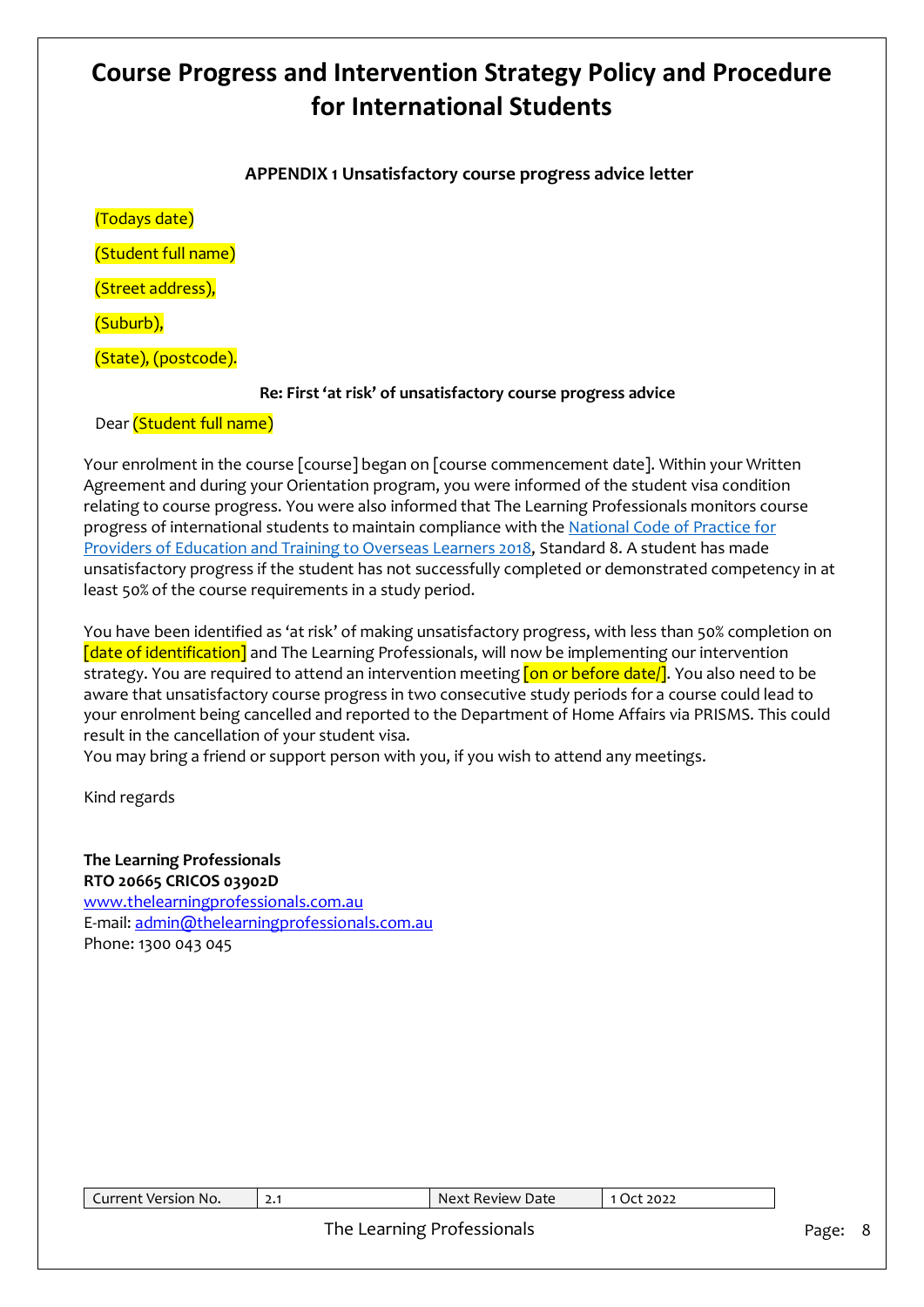# Course Progress and Intervention Strategy Policy and Procedure for International Students

**APPENDIX 1 Unsatisfactory course progress advice letter**

(Todays date)

(Student full name)

(Street address),

(Suburb),

(State), (postcode).

**Re: First 'at risk' of unsatisfactory course progress advice**

Dear (Student full name)

Your enrolment in the course [course] began on [course commencement date]. Within your Written Agreement and during your Orientation program, you were informed of the student visa condition relating to course progress. You were also informed that The Learning Professionals monitors course progress of international students to maintain compliance with the National Code of Practice for Providers of Education and Training to Overseas Learners 2018, Standard 8. A student has made unsatisfactory progress if the student has not successfully completed or demonstrated competency in at least 50% of the course requirements in a study period.

You have been identified as 'at risk' of making unsatisfactory progress, with less than 50% completion on [date of identification] and The Learning Professionals, will now be implementing our intervention strategy. You are required to attend an intervention meeting [on or before date/]. You also need to be aware that unsatisfactory course progress in two consecutive study periods for a course could lead to your enrolment being cancelled and reported to the Department of Home Affairs via PRISMS. This could result in the cancellation of your student visa.
You may bring a friend or support person with you, if you wish to attend any meetings.

Kind regards

**The Learning Professionals**
**RTO 20665 CRICOS 03902D**
www.thelearningprofessionals.com.au
E-mail: admin@thelearningprofessionals.com.au
Phone: 1300 043 045

| Current Version No. | 2.1 | Next Review Date | 1 Oct 2022 |
| --- | --- | --- | --- |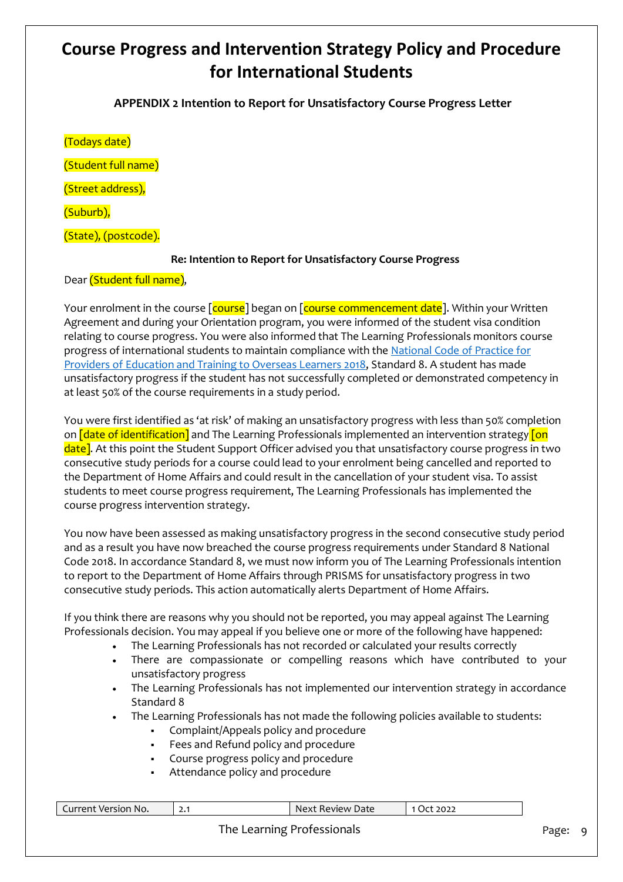# Course Progress and Intervention Strategy Policy and Procedure for International Students

**APPENDIX 2 Intention to Report for Unsatisfactory Course Progress Letter**

(Todays date)

(Student full name)

(Street address),

(Suburb),

(State), (postcode).

**Re: Intention to Report for Unsatisfactory Course Progress**

Dear (Student full name),

Your enrolment in the course [course] began on [course commencement date]. Within your Written Agreement and during your Orientation program, you were informed of the student visa condition relating to course progress. You were also informed that The Learning Professionals monitors course progress of international students to maintain compliance with the National Code of Practice for Providers of Education and Training to Overseas Learners 2018, Standard 8. A student has made unsatisfactory progress if the student has not successfully completed or demonstrated competency in at least 50% of the course requirements in a study period.

You were first identified as 'at risk' of making an unsatisfactory progress with less than 50% completion on [date of identification] and The Learning Professionals implemented an intervention strategy [on date]. At this point the Student Support Officer advised you that unsatisfactory course progress in two consecutive study periods for a course could lead to your enrolment being cancelled and reported to the Department of Home Affairs and could result in the cancellation of your student visa. To assist students to meet course progress requirement, The Learning Professionals has implemented the course progress intervention strategy.

You now have been assessed as making unsatisfactory progress in the second consecutive study period and as a result you have now breached the course progress requirements under Standard 8 National Code 2018. In accordance Standard 8, we must now inform you of The Learning Professionals intention to report to the Department of Home Affairs through PRISMS for unsatisfactory progress in two consecutive study periods. This action automatically alerts Department of Home Affairs.

If you think there are reasons why you should not be reported, you may appeal against The Learning Professionals decision. You may appeal if you believe one or more of the following have happened:

- The Learning Professionals has not recorded or calculated your results correctly
- There are compassionate or compelling reasons which have contributed to your unsatisfactory progress
- The Learning Professionals has not implemented our intervention strategy in accordance Standard 8
- The Learning Professionals has not made the following policies available to students:
  - Complaint/Appeals policy and procedure
  - Fees and Refund policy and procedure
  - Course progress policy and procedure
  - Attendance policy and procedure

| Current Version No. | 2.1 | Next Review Date | 1 Oct 2022 |
|---|---|---|---|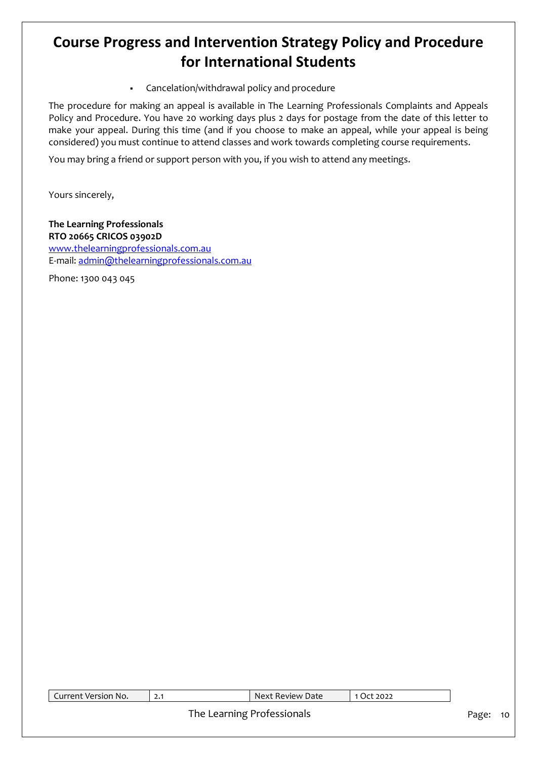- Cancelation/withdrawal policy and procedure

The procedure for making an appeal is available in The Learning Professionals Complaints and Appeals Policy and Procedure. You have 20 working days plus 2 days for postage from the date of this letter to make your appeal. During this time (and if you choose to make an appeal, while your appeal is being considered) you must continue to attend classes and work towards completing course requirements.

You may bring a friend or support person with you, if you wish to attend any meetings.

Yours sincerely,

**The Learning Professionals**
**RTO 20665 CRICOS 03902D**
www.thelearningprofessionals.com.au
E-mail: admin@thelearningprofessionals.com.au

Phone: 1300 043 045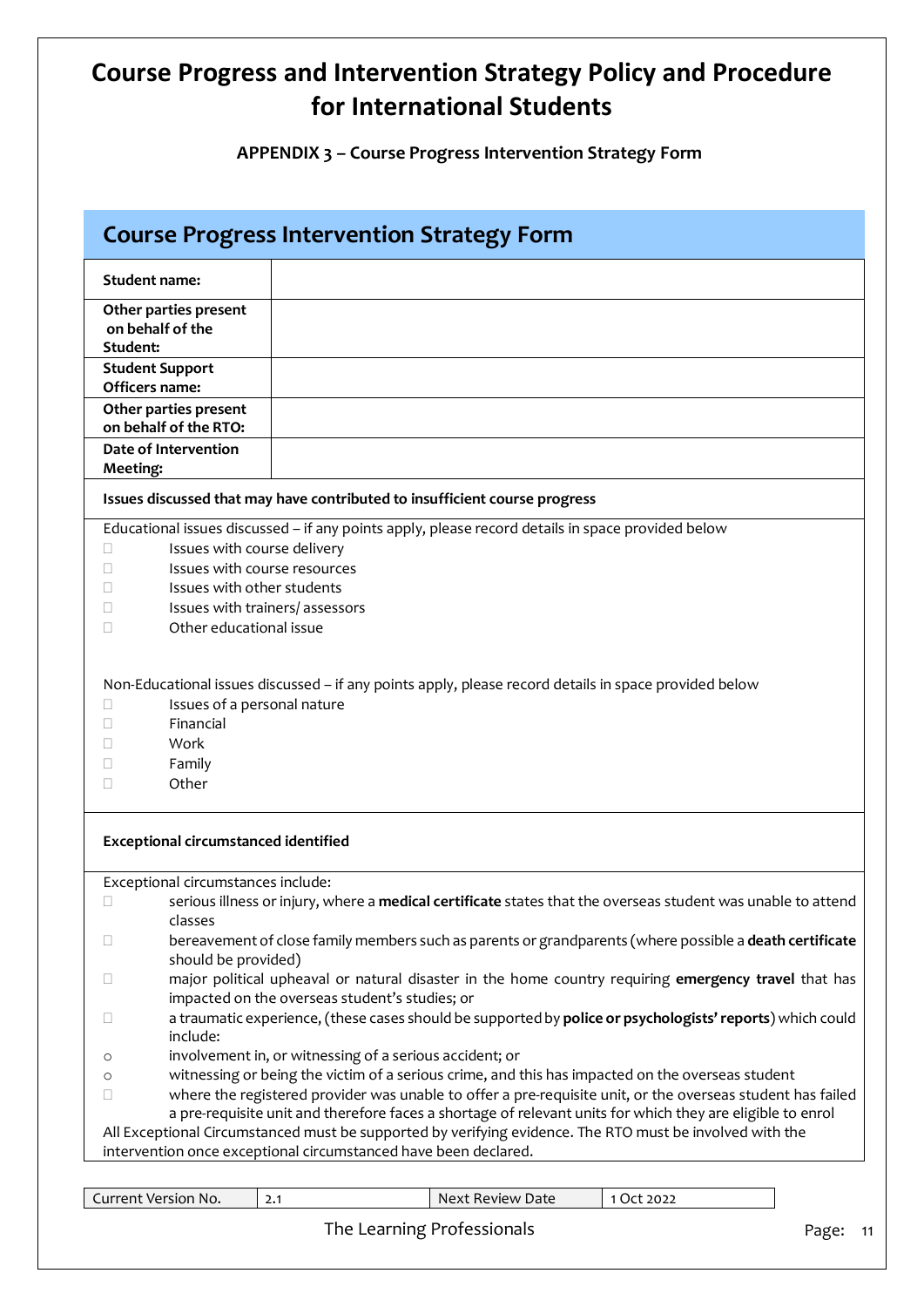# Course Progress and Intervention Strategy Policy and Procedure for International Students

**APPENDIX 3 – Course Progress Intervention Strategy Form**

## Course Progress Intervention Strategy Form

| | |
|---|---|
| **Student name:** | |
| **Other parties present on behalf of the Student:** | |
| **Student Support Officers name:** | |
| **Other parties present on behalf of the RTO:** | |
| **Date of Intervention Meeting:** | |

**Issues discussed that may have contributed to insufficient course progress**

Educational issues discussed – if any points apply, please record details in space provided below

- ☐ Issues with course delivery
- ☐ Issues with course resources
- ☐ Issues with other students
- ☐ Issues with trainers/ assessors
- ☐ Other educational issue

Non-Educational issues discussed – if any points apply, please record details in space provided below

- ☐ Issues of a personal nature
- ☐ Financial
- ☐ Work
- ☐ Family
- ☐ Other

**Exceptional circumstanced identified**

Exceptional circumstances include:

- ☐ serious illness or injury, where a **medical certificate** states that the overseas student was unable to attend classes
- ☐ bereavement of close family members such as parents or grandparents (where possible a **death certificate** should be provided)
- ☐ major political upheaval or natural disaster in the home country requiring **emergency travel** that has impacted on the overseas student's studies; or
- ☐ a traumatic experience, (these cases should be supported by **police or psychologists' reports**) which could include:
  - involvement in, or witnessing of a serious accident; or
  - witnessing or being the victim of a serious crime, and this has impacted on the overseas student
- ☐ where the registered provider was unable to offer a pre-requisite unit, or the overseas student has failed a pre-requisite unit and therefore faces a shortage of relevant units for which they are eligible to enrol

All Exceptional Circumstanced must be supported by verifying evidence. The RTO must be involved with the intervention once exceptional circumstanced have been declared.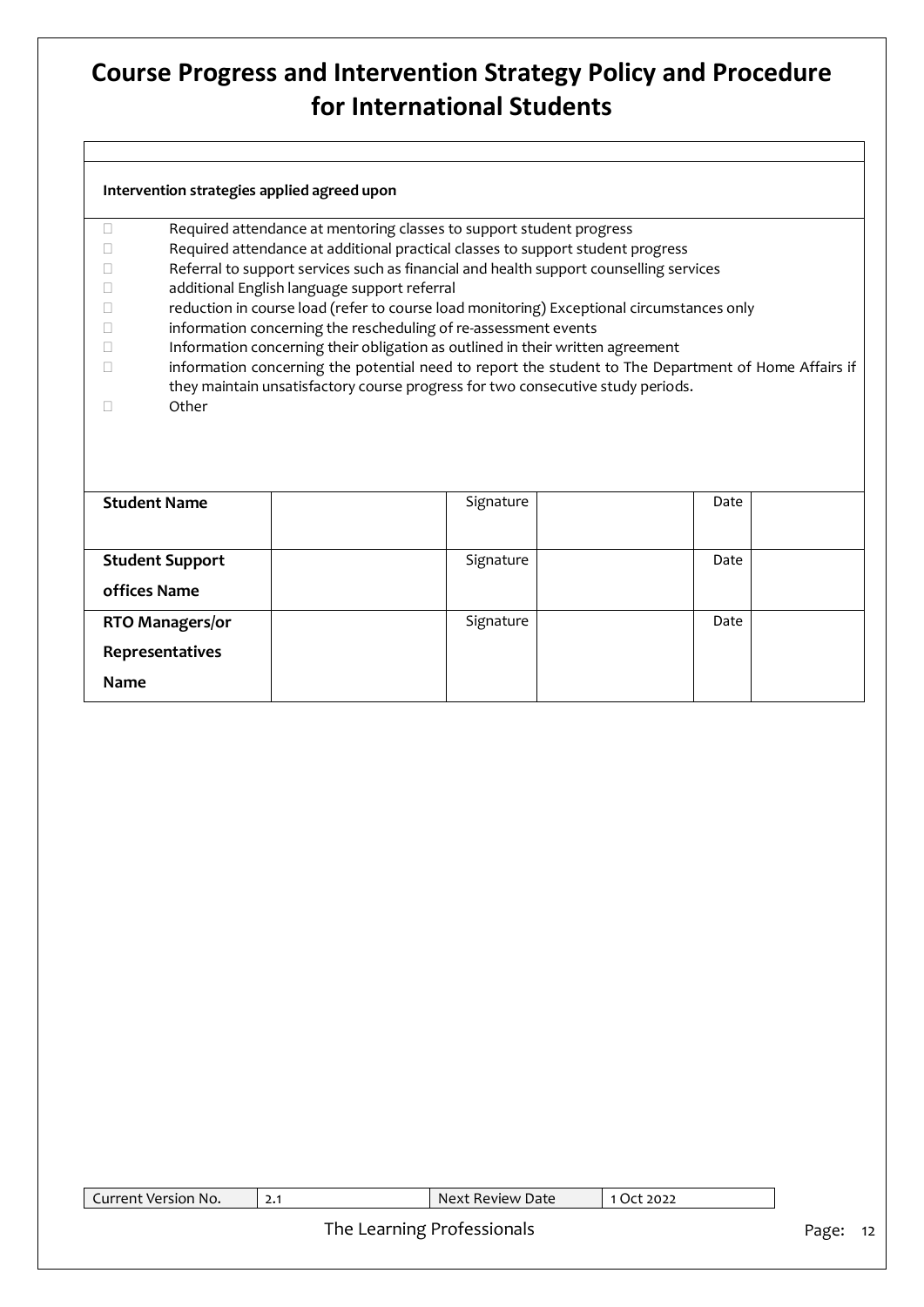# Course Progress and Intervention Strategy Policy and Procedure for International Students

**Intervention strategies applied agreed upon**

- ☐ Required attendance at mentoring classes to support student progress
- ☐ Required attendance at additional practical classes to support student progress
- ☐ Referral to support services such as financial and health support counselling services
- ☐ additional English language support referral
- ☐ reduction in course load (refer to course load monitoring) Exceptional circumstances only
- ☐ information concerning the rescheduling of re-assessment events
- ☐ Information concerning their obligation as outlined in their written agreement
- ☐ information concerning the potential need to report the student to The Department of Home Affairs if they maintain unsatisfactory course progress for two consecutive study periods.
- ☐ Other

| | | | | | |
|---|---|---|---|---|---|
| **Student Name** | | Signature | | Date | |
| **Student Support offices Name** | | Signature | | Date | |
| **RTO Managers/or Representatives Name** | | Signature | | Date | |

| | | | |
|---|---|---|---|
| Current Version No. | 2.1 | Next Review Date | 1 Oct 2022 |